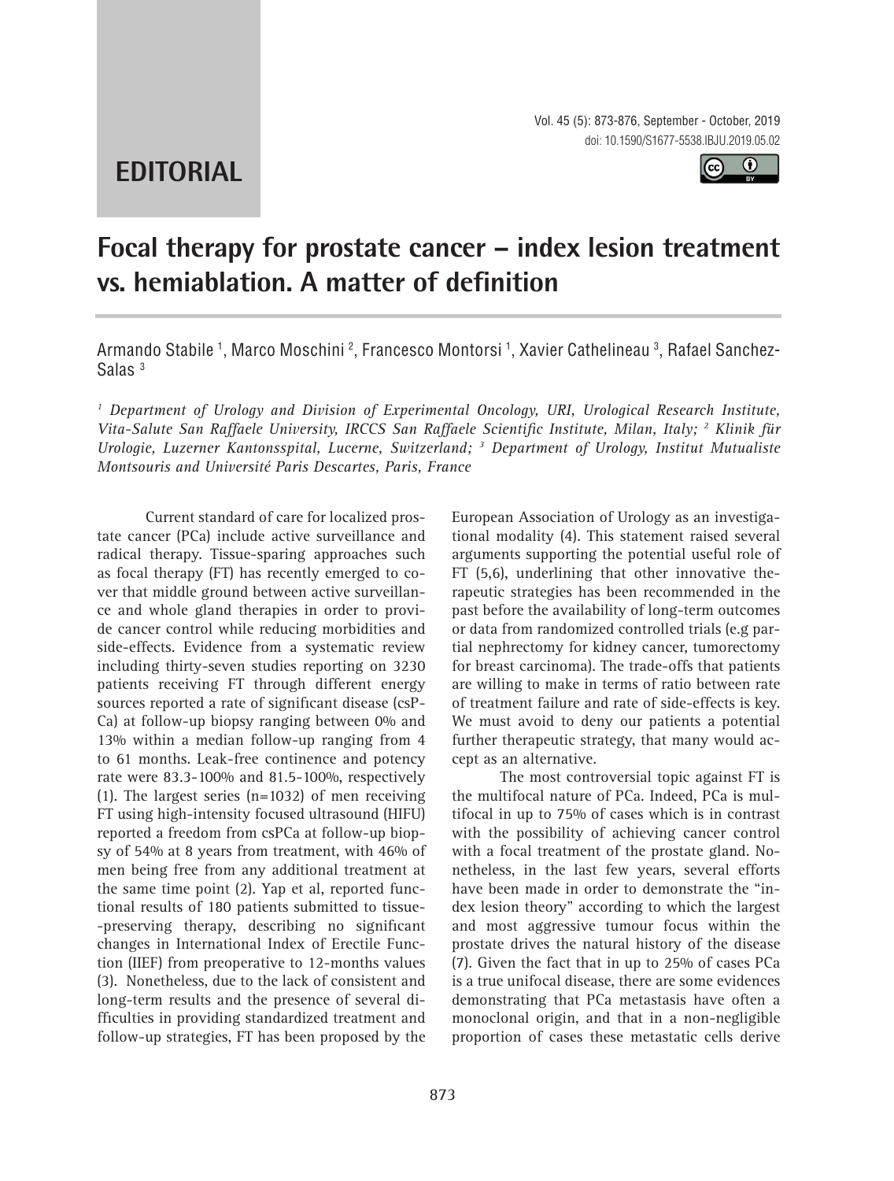EDITORIAL

# Focal therapy for prostate cancer – index lesion treatment vs. hemiablation. A matter of definition

Armando Stabile [1], Marco Moschini [2], Francesco Montorsi [1], Xavier Cathelineau [3], Rafael Sanchez-Salas [3]

*[1] Department of Urology and Division of Experimental Oncology, URI, Urological Research Institute, Vita-Salute San Raffaele University, IRCCS San Raffaele Scientific Institute, Milan, Italy; [2] Klinik für Urologie, Luzerner Kantonsspital, Lucerne, Switzerland; [3] Department of Urology, Institut Mutualiste Montsouris and Université Paris Descartes, Paris, France*

Current standard of care for localized prostate cancer (PCa) include active surveillance and radical therapy. Tissue-sparing approaches such as focal therapy (FT) has recently emerged to cover that middle ground between active surveillance and whole gland therapies in order to provide cancer control while reducing morbidities and side-effects. Evidence from a systematic review including thirty-seven studies reporting on 3230 patients receiving FT through different energy sources reported a rate of significant disease (csPCa) at follow-up biopsy ranging between 0% and 13% within a median follow-up ranging from 4 to 61 months. Leak-free continence and potency rate were 83.3-100% and 81.5-100%, respectively (1). The largest series (n=1032) of men receiving FT using high-intensity focused ultrasound (HIFU) reported a freedom from csPCa at follow-up biopsy of 54% at 8 years from treatment, with 46% of men being free from any additional treatment at the same time point (2). Yap et al, reported functional results of 180 patients submitted to tissue-preserving therapy, describing no significant changes in International Index of Erectile Function (IIEF) from preoperative to 12-months values (3). Nonetheless, due to the lack of consistent and long-term results and the presence of several difficulties in providing standardized treatment and follow-up strategies, FT has been proposed by the European Association of Urology as an investigational modality (4). This statement raised several arguments supporting the potential useful role of FT (5,6), underlining that other innovative therapeutic strategies has been recommended in the past before the availability of long-term outcomes or data from randomized controlled trials (e.g partial nephrectomy for kidney cancer, tumorectomy for breast carcinoma). The trade-offs that patients are willing to make in terms of ratio between rate of treatment failure and rate of side-effects is key. We must avoid to deny our patients a potential further therapeutic strategy, that many would accept as an alternative.

The most controversial topic against FT is the multifocal nature of PCa. Indeed, PCa is multifocal in up to 75% of cases which is in contrast with the possibility of achieving cancer control with a focal treatment of the prostate gland. Nonetheless, in the last few years, several efforts have been made in order to demonstrate the "index lesion theory" according to which the largest and most aggressive tumour focus within the prostate drives the natural history of the disease (7). Given the fact that in up to 25% of cases PCa is a true unifocal disease, there are some evidences demonstrating that PCa metastasis have often a monoclonal origin, and that in a non-negligible proportion of cases these metastatic cells derive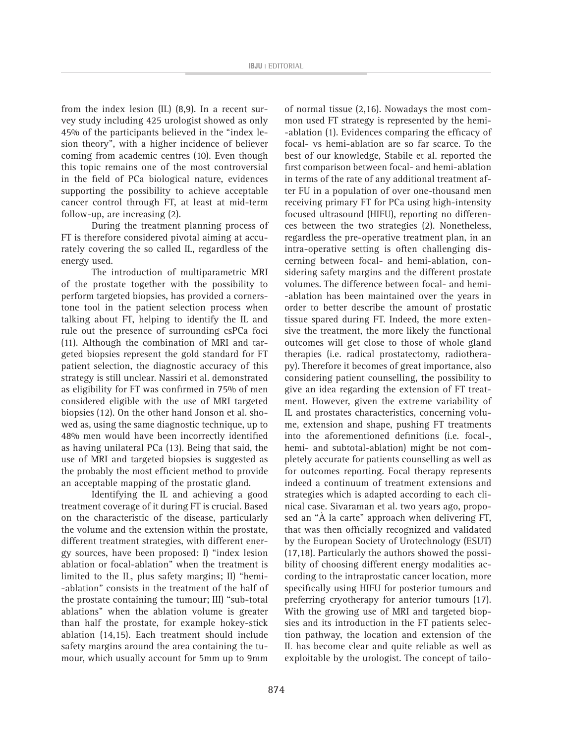from the index lesion (IL) (8,9). In a recent survey study including 425 urologist showed as only 45% of the participants believed in the "index lesion theory", with a higher incidence of believer coming from academic centres (10). Even though this topic remains one of the most controversial in the field of PCa biological nature, evidences supporting the possibility to achieve acceptable cancer control through FT, at least at mid-term follow-up, are increasing (2).

During the treatment planning process of FT is therefore considered pivotal aiming at accurately covering the so called IL, regardless of the energy used.

The introduction of multiparametric MRI of the prostate together with the possibility to perform targeted biopsies, has provided a cornerstone tool in the patient selection process when talking about FT, helping to identify the IL and rule out the presence of surrounding csPCa foci (11). Although the combination of MRI and targeted biopsies represent the gold standard for FT patient selection, the diagnostic accuracy of this strategy is still unclear. Nassiri et al. demonstrated as eligibility for FT was confirmed in 75% of men considered eligible with the use of MRI targeted biopsies (12). On the other hand Jonson et al. showed as, using the same diagnostic technique, up to 48% men would have been incorrectly identified as having unilateral PCa (13). Being that said, the use of MRI and targeted biopsies is suggested as the probably the most efficient method to provide an acceptable mapping of the prostatic gland.

Identifying the IL and achieving a good treatment coverage of it during FT is crucial. Based on the characteristic of the disease, particularly the volume and the extension within the prostate, different treatment strategies, with different energy sources, have been proposed: I) "index lesion ablation or focal-ablation" when the treatment is limited to the IL, plus safety margins; II) "hemi-ablation" consists in the treatment of the half of the prostate containing the tumour; III) "sub-total ablations" when the ablation volume is greater than half the prostate, for example hokey-stick ablation (14,15). Each treatment should include safety margins around the area containing the tumour, which usually account for 5mm up to 9mm of normal tissue (2,16). Nowadays the most common used FT strategy is represented by the hemi-ablation (1). Evidences comparing the efficacy of focal- vs hemi-ablation are so far scarce. To the best of our knowledge, Stabile et al. reported the first comparison between focal- and hemi-ablation in terms of the rate of any additional treatment after FU in a population of over one-thousand men receiving primary FT for PCa using high-intensity focused ultrasound (HIFU), reporting no differences between the two strategies (2). Nonetheless, regardless the pre-operative treatment plan, in an intra-operative setting is often challenging discerning between focal- and hemi-ablation, considering safety margins and the different prostate volumes. The difference between focal- and hemi-ablation has been maintained over the years in order to better describe the amount of prostatic tissue spared during FT. Indeed, the more extensive the treatment, the more likely the functional outcomes will get close to those of whole gland therapies (i.e. radical prostatectomy, radiotherapy). Therefore it becomes of great importance, also considering patient counselling, the possibility to give an idea regarding the extension of FT treatment. However, given the extreme variability of IL and prostates characteristics, concerning volume, extension and shape, pushing FT treatments into the aforementioned definitions (i.e. focal-, hemi- and subtotal-ablation) might be not completely accurate for patients counselling as well as for outcomes reporting. Focal therapy represents indeed a continuum of treatment extensions and strategies which is adapted according to each clinical case. Sivaraman et al. two years ago, proposed an "À la carte" approach when delivering FT, that was then officially recognized and validated by the European Society of Urotechnology (ESUT) (17,18). Particularly the authors showed the possibility of choosing different energy modalities according to the intraprostatic cancer location, more specifically using HIFU for posterior tumours and preferring cryotherapy for anterior tumours (17). With the growing use of MRI and targeted biopsies and its introduction in the FT patients selection pathway, the location and extension of the IL has become clear and quite reliable as well as exploitable by the urologist. The concept of tailo-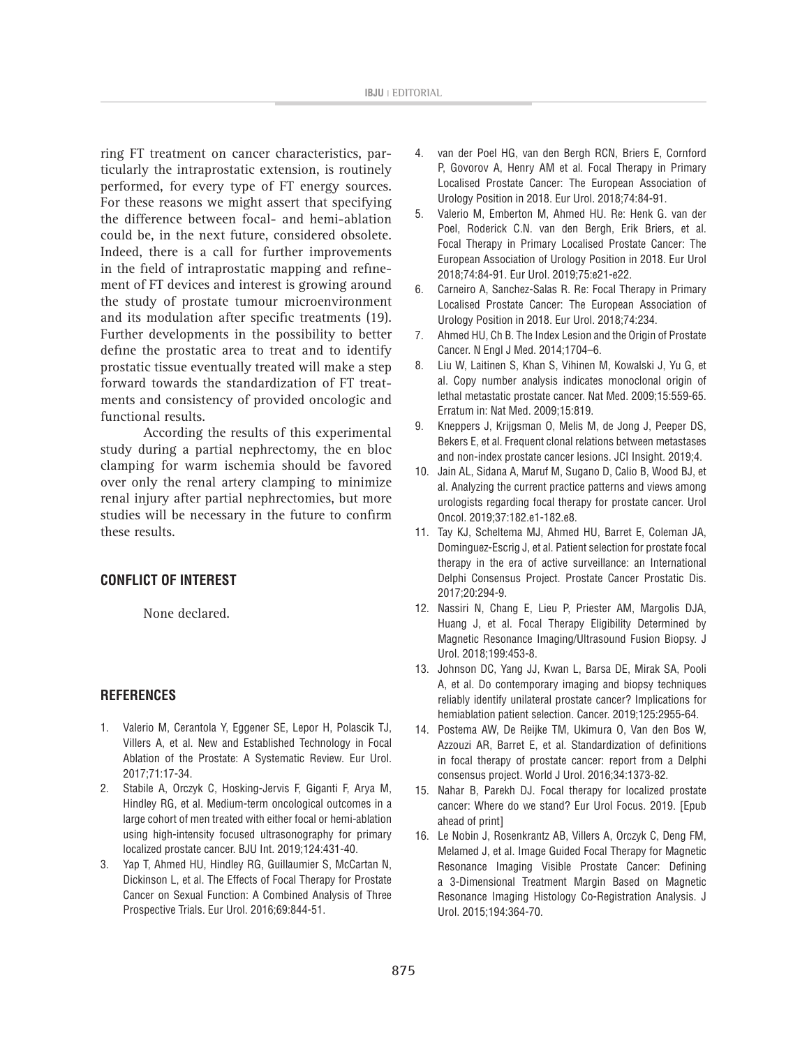ring FT treatment on cancer characteristics, particularly the intraprostatic extension, is routinely performed, for every type of FT energy sources. For these reasons we might assert that specifying the difference between focal- and hemi-ablation could be, in the next future, considered obsolete. Indeed, there is a call for further improvements in the field of intraprostatic mapping and refinement of FT devices and interest is growing around the study of prostate tumour microenvironment and its modulation after specific treatments (19). Further developments in the possibility to better define the prostatic area to treat and to identify prostatic tissue eventually treated will make a step forward towards the standardization of FT treatments and consistency of provided oncologic and functional results.

According the results of this experimental study during a partial nephrectomy, the en bloc clamping for warm ischemia should be favored over only the renal artery clamping to minimize renal injury after partial nephrectomies, but more studies will be necessary in the future to confirm these results.

## CONFLICT OF INTEREST

None declared.

## REFERENCES

1. Valerio M, Cerantola Y, Eggener SE, Lepor H, Polascik TJ, Villers A, et al. New and Established Technology in Focal Ablation of the Prostate: A Systematic Review. Eur Urol. 2017;71:17-34.
2. Stabile A, Orczyk C, Hosking-Jervis F, Giganti F, Arya M, Hindley RG, et al. Medium-term oncological outcomes in a large cohort of men treated with either focal or hemi-ablation using high-intensity focused ultrasonography for primary localized prostate cancer. BJU Int. 2019;124:431-40.
3. Yap T, Ahmed HU, Hindley RG, Guillaumier S, McCartan N, Dickinson L, et al. The Effects of Focal Therapy for Prostate Cancer on Sexual Function: A Combined Analysis of Three Prospective Trials. Eur Urol. 2016;69:844-51.
4. van der Poel HG, van den Bergh RCN, Briers E, Cornford P, Govorov A, Henry AM et al. Focal Therapy in Primary Localised Prostate Cancer: The European Association of Urology Position in 2018. Eur Urol. 2018;74:84-91.
5. Valerio M, Emberton M, Ahmed HU. Re: Henk G. van der Poel, Roderick C.N. van den Bergh, Erik Briers, et al. Focal Therapy in Primary Localised Prostate Cancer: The European Association of Urology Position in 2018. Eur Urol 2018;74:84-91. Eur Urol. 2019;75:e21-e22.
6. Carneiro A, Sanchez-Salas R. Re: Focal Therapy in Primary Localised Prostate Cancer: The European Association of Urology Position in 2018. Eur Urol. 2018;74:234.
7. Ahmed HU, Ch B. The Index Lesion and the Origin of Prostate Cancer. N Engl J Med. 2014;1704–6.
8. Liu W, Laitinen S, Khan S, Vihinen M, Kowalski J, Yu G, et al. Copy number analysis indicates monoclonal origin of lethal metastatic prostate cancer. Nat Med. 2009;15:559-65. Erratum in: Nat Med. 2009;15:819.
9. Kneppers J, Krijgsman O, Melis M, de Jong J, Peeper DS, Bekers E, et al. Frequent clonal relations between metastases and non-index prostate cancer lesions. JCI Insight. 2019;4.
10. Jain AL, Sidana A, Maruf M, Sugano D, Calio B, Wood BJ, et al. Analyzing the current practice patterns and views among urologists regarding focal therapy for prostate cancer. Urol Oncol. 2019;37:182.e1-182.e8.
11. Tay KJ, Scheltema MJ, Ahmed HU, Barret E, Coleman JA, Dominguez-Escrig J, et al. Patient selection for prostate focal therapy in the era of active surveillance: an International Delphi Consensus Project. Prostate Cancer Prostatic Dis. 2017;20:294-9.
12. Nassiri N, Chang E, Lieu P, Priester AM, Margolis DJA, Huang J, et al. Focal Therapy Eligibility Determined by Magnetic Resonance Imaging/Ultrasound Fusion Biopsy. J Urol. 2018;199:453-8.
13. Johnson DC, Yang JJ, Kwan L, Barsa DE, Mirak SA, Pooli A, et al. Do contemporary imaging and biopsy techniques reliably identify unilateral prostate cancer? Implications for hemiablation patient selection. Cancer. 2019;125:2955-64.
14. Postema AW, De Reijke TM, Ukimura O, Van den Bos W, Azzouzi AR, Barret E, et al. Standardization of definitions in focal therapy of prostate cancer: report from a Delphi consensus project. World J Urol. 2016;34:1373-82.
15. Nahar B, Parekh DJ. Focal therapy for localized prostate cancer: Where do we stand? Eur Urol Focus. 2019. [Epub ahead of print]
16. Le Nobin J, Rosenkrantz AB, Villers A, Orczyk C, Deng FM, Melamed J, et al. Image Guided Focal Therapy for Magnetic Resonance Imaging Visible Prostate Cancer: Defining a 3-Dimensional Treatment Margin Based on Magnetic Resonance Imaging Histology Co-Registration Analysis. J Urol. 2015;194:364-70.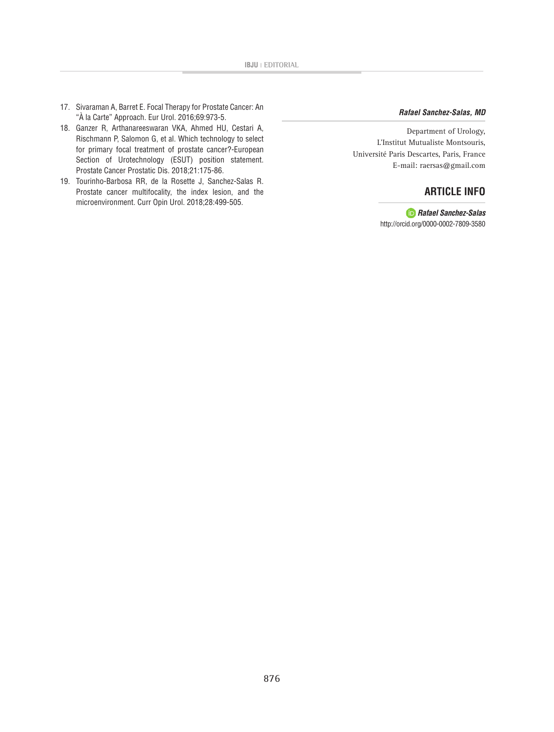17. Sivaraman A, Barret E. Focal Therapy for Prostate Cancer: An “À la Carte” Approach. Eur Urol. 2016;69:973-5.
18. Ganzer R, Arthanareeswaran VKA, Ahmed HU, Cestari A, Rischmann P, Salomon G, et al. Which technology to select for primary focal treatment of prostate cancer?-European Section of Urotechnology (ESUT) position statement. Prostate Cancer Prostatic Dis. 2018;21:175-86.
19. Tourinho-Barbosa RR, de la Rosette J, Sanchez-Salas R. Prostate cancer multifocality, the index lesion, and the microenvironment. Curr Opin Urol. 2018;28:499-505.

***Rafael Sanchez-Salas, MD***

Department of Urology,
L'Institut Mutualiste Montsouris,
Université Paris Descartes, Paris, France
E-mail: raersas@gmail.com

## ARTICLE INFO

***Rafael Sanchez-Salas***
http://orcid.org/0000-0002-7809-3580